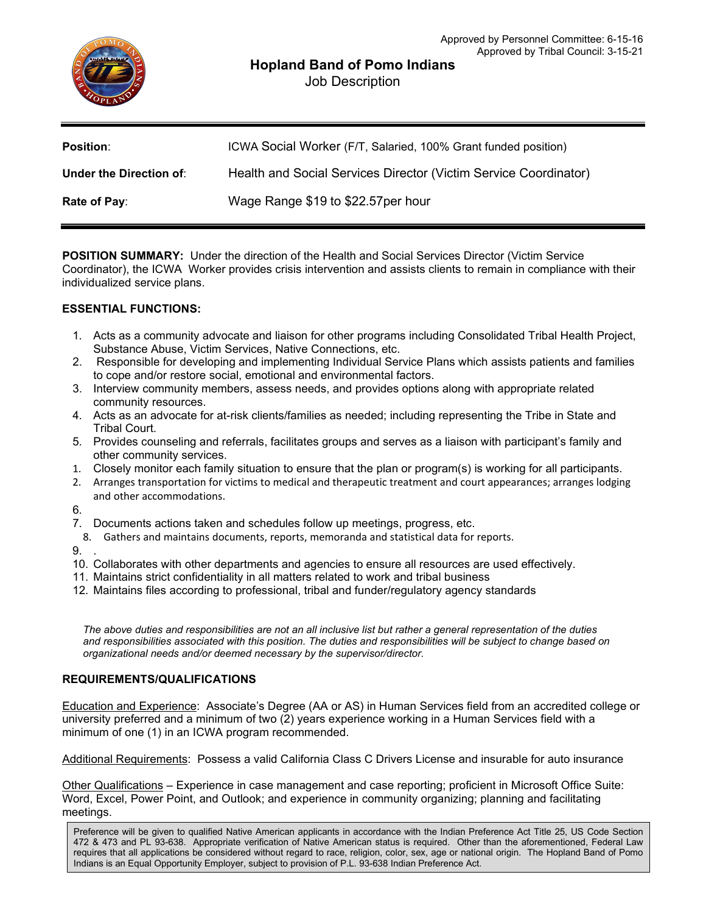Approved by Personnel Committee: 6-15-16
Approved by Tribal Council: 3-15-21

# Hopland Band of Pomo Indians

Job Description

| | |
|---|---|
| **Position**: | ICWA Social Worker (F/T, Salaried, 100% Grant funded position) |
| **Under the Direction of**: | Health and Social Services Director (Victim Service Coordinator) |
| **Rate of Pay**: | Wage Range $19 to $22.57per hour |

**POSITION SUMMARY:** Under the direction of the Health and Social Services Director (Victim Service Coordinator), the ICWA Worker provides crisis intervention and assists clients to remain in compliance with their individualized service plans.

**ESSENTIAL FUNCTIONS:**

1. Acts as a community advocate and liaison for other programs including Consolidated Tribal Health Project, Substance Abuse, Victim Services, Native Connections, etc.
2. Responsible for developing and implementing Individual Service Plans which assists patients and families to cope and/or restore social, emotional and environmental factors.
3. Interview community members, assess needs, and provides options along with appropriate related community resources.
4. Acts as an advocate for at-risk clients/families as needed; including representing the Tribe in State and Tribal Court.
5. Provides counseling and referrals, facilitates groups and serves as a liaison with participant's family and other community services.
1. Closely monitor each family situation to ensure that the plan or program(s) is working for all participants.
2. Arranges transportation for victims to medical and therapeutic treatment and court appearances; arranges lodging and other accommodations.
6. 
7. Documents actions taken and schedules follow up meetings, progress, etc.
8. Gathers and maintains documents, reports, memoranda and statistical data for reports.
9. .
10. Collaborates with other departments and agencies to ensure all resources are used effectively.
11. Maintains strict confidentiality in all matters related to work and tribal business
12. Maintains files according to professional, tribal and funder/regulatory agency standards

*The above duties and responsibilities are not an all inclusive list but rather a general representation of the duties and responsibilities associated with this position. The duties and responsibilities will be subject to change based on organizational needs and/or deemed necessary by the supervisor/director.*

**REQUIREMENTS/QUALIFICATIONS**

Education and Experience: Associate's Degree (AA or AS) in Human Services field from an accredited college or university preferred and a minimum of two (2) years experience working in a Human Services field with a minimum of one (1) in an ICWA program recommended.

Additional Requirements: Possess a valid California Class C Drivers License and insurable for auto insurance

Other Qualifications – Experience in case management and case reporting; proficient in Microsoft Office Suite: Word, Excel, Power Point, and Outlook; and experience in community organizing; planning and facilitating meetings.

Preference will be given to qualified Native American applicants in accordance with the Indian Preference Act Title 25, US Code Section 472 & 473 and PL 93-638. Appropriate verification of Native American status is required. Other than the aforementioned, Federal Law requires that all applications be considered without regard to race, religion, color, sex, age or national origin. The Hopland Band of Pomo Indians is an Equal Opportunity Employer, subject to provision of P.L. 93-638 Indian Preference Act.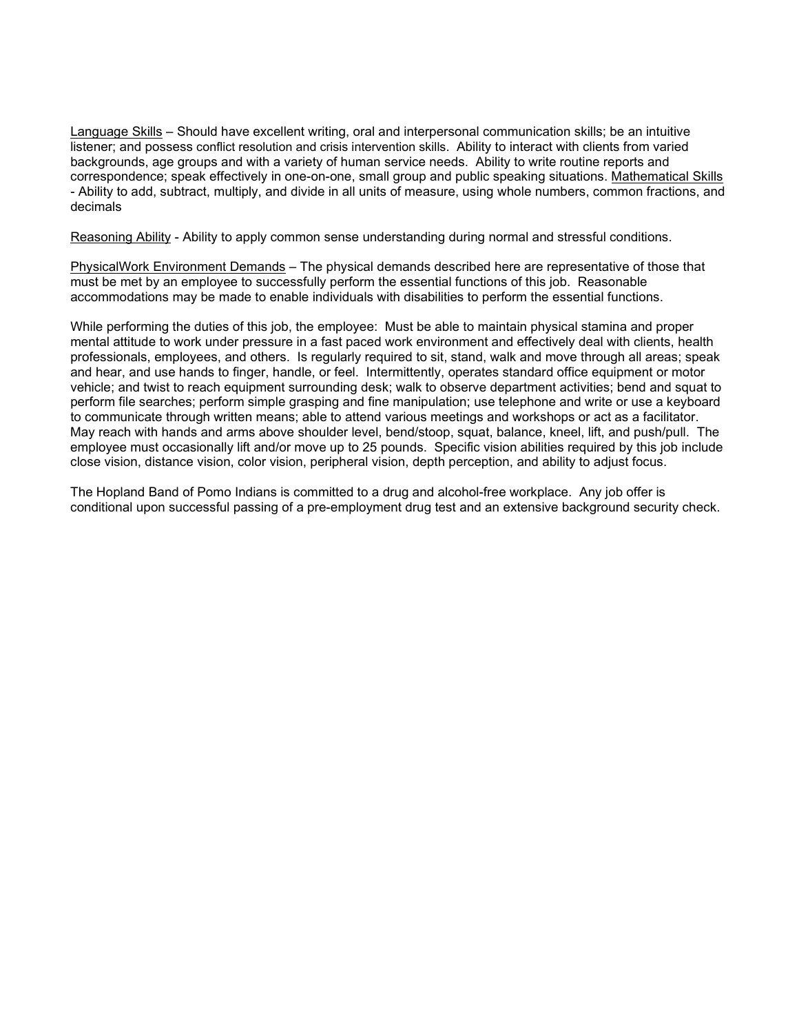Language Skills – Should have excellent writing, oral and interpersonal communication skills; be an intuitive listener; and possess conflict resolution and crisis intervention skills. Ability to interact with clients from varied backgrounds, age groups and with a variety of human service needs. Ability to write routine reports and correspondence; speak effectively in one-on-one, small group and public speaking situations. Mathematical Skills - Ability to add, subtract, multiply, and divide in all units of measure, using whole numbers, common fractions, and decimals

Reasoning Ability - Ability to apply common sense understanding during normal and stressful conditions.

PhysicalWork Environment Demands – The physical demands described here are representative of those that must be met by an employee to successfully perform the essential functions of this job. Reasonable accommodations may be made to enable individuals with disabilities to perform the essential functions.

While performing the duties of this job, the employee: Must be able to maintain physical stamina and proper mental attitude to work under pressure in a fast paced work environment and effectively deal with clients, health professionals, employees, and others. Is regularly required to sit, stand, walk and move through all areas; speak and hear, and use hands to finger, handle, or feel. Intermittently, operates standard office equipment or motor vehicle; and twist to reach equipment surrounding desk; walk to observe department activities; bend and squat to perform file searches; perform simple grasping and fine manipulation; use telephone and write or use a keyboard to communicate through written means; able to attend various meetings and workshops or act as a facilitator. May reach with hands and arms above shoulder level, bend/stoop, squat, balance, kneel, lift, and push/pull. The employee must occasionally lift and/or move up to 25 pounds. Specific vision abilities required by this job include close vision, distance vision, color vision, peripheral vision, depth perception, and ability to adjust focus.

The Hopland Band of Pomo Indians is committed to a drug and alcohol-free workplace. Any job offer is conditional upon successful passing of a pre-employment drug test and an extensive background security check.